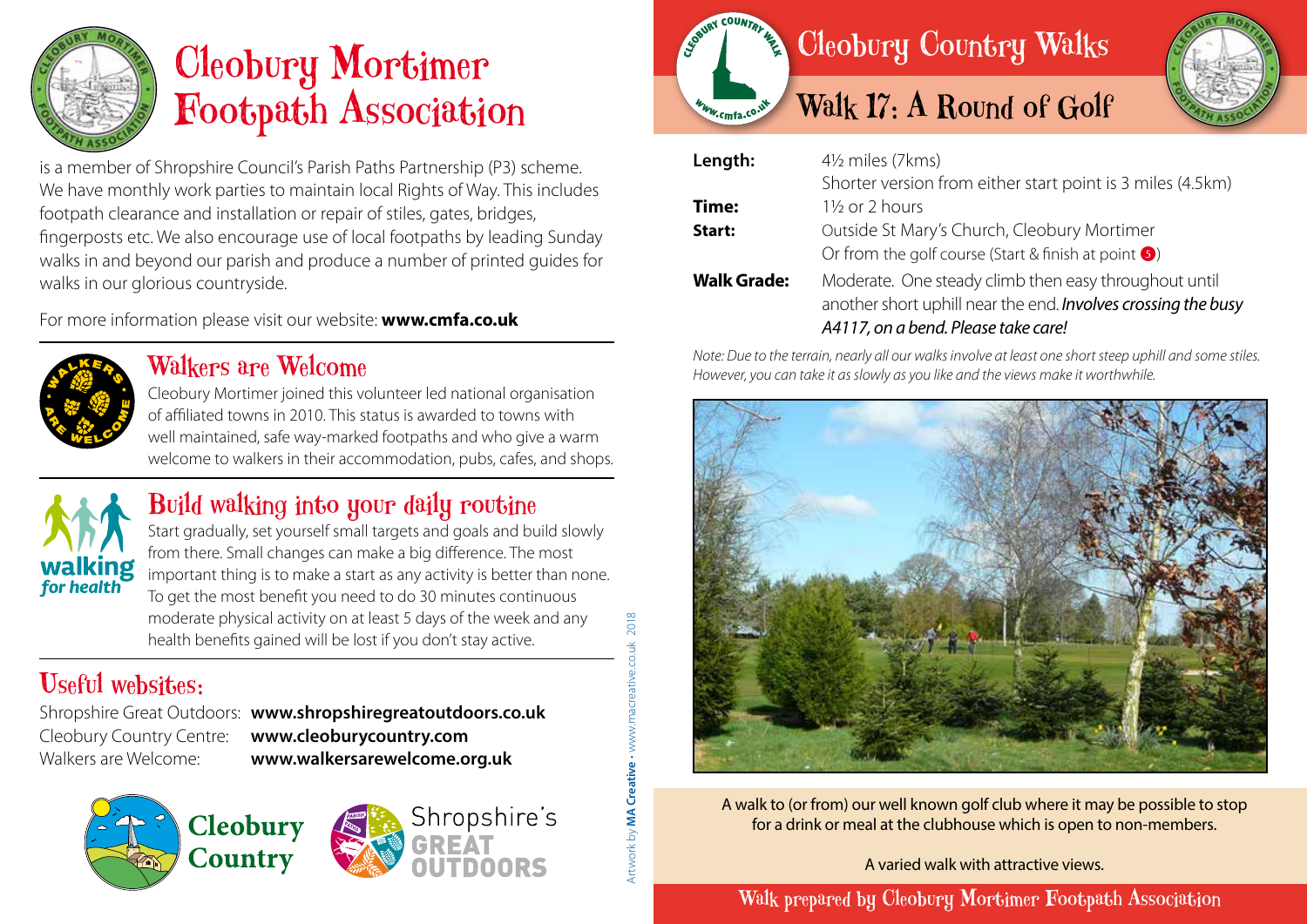# Cleobury Mortimer Footpath Association

is a member of Shropshire Council's Parish Paths Partnership (P3) scheme. We have monthly work parties to maintain local Rights of Way. This includes footpath clearance and installation or repair of stiles, gates, bridges, fingerposts etc. We also encourage use of local footpaths by leading Sunday walks in and beyond our parish and produce a number of printed guides for walks in our glorious countryside.

For more information please visit our website: **www.cmfa.co.uk**

## Walkers are Welcome

Cleobury Mortimer joined this volunteer led national organisation of affiliated towns in 2010. This status is awarded to towns with well maintained, safe way-marked footpaths and who give a warm welcome to walkers in their accommodation, pubs, cafes, and shops.

## Build walking into your daily routine

Start gradually, set yourself small targets and goals and build slowly from there. Small changes can make a big difference. The most important thing is to make a start as any activity is better than none. To get the most benefit you need to do 30 minutes continuous moderate physical activity on at least 5 days of the week and any health benefits gained will be lost if you don't stay active.

## Useful websites:

Shropshire Great Outdoors: **www.shropshiregreatoutdoors.co.uk**
Cleobury Country Centre: **www.cleoburycountry.com**
Walkers are Welcome: **www.walkersarewelcome.org.uk**

Artwork by **MA Creative** • www.macreative.co.uk 2018

# Cleobury Country Walks

## Walk 17: A Round of Golf

**Length:** 4½ miles (7kms)
Shorter version from either start point is 3 miles (4.5km)

**Time:** 1½ or 2 hours

**Start:** Outside St Mary's Church, Cleobury Mortimer
Or from the golf course (Start & finish at point 5)

**Walk Grade:** Moderate. One steady climb then easy throughout until another short uphill near the end. ***Involves crossing the busy A4117, on a bend. Please take care!***

*Note: Due to the terrain, nearly all our walks involve at least one short steep uphill and some stiles. However, you can take it as slowly as you like and the views make it worthwhile.*

A walk to (or from) our well known golf club where it may be possible to stop for a drink or meal at the clubhouse which is open to non-members.

A varied walk with attractive views.

Walk prepared by Cleobury Mortimer Footpath Association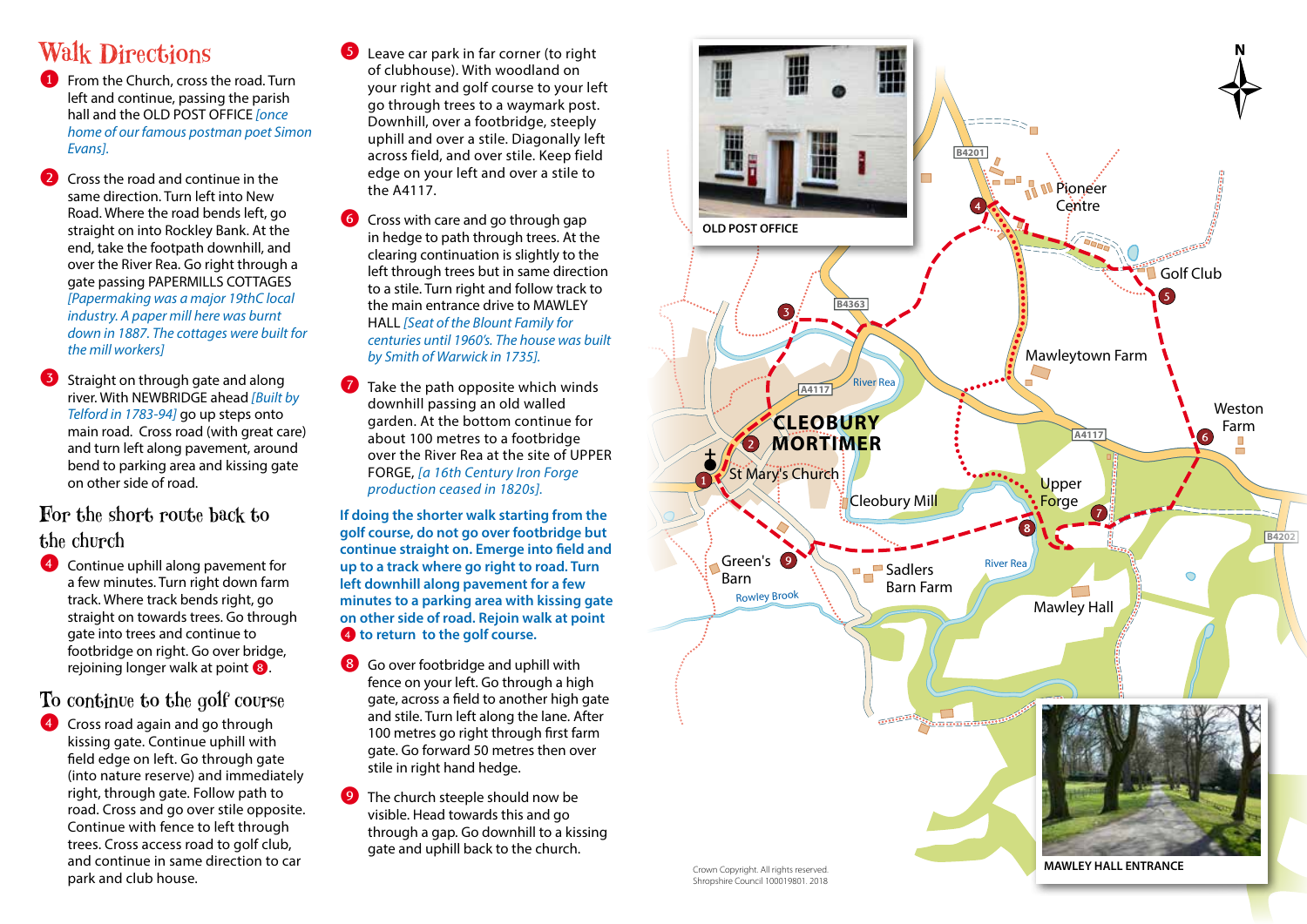# Walk Directions

1. From the Church, cross the road. Turn left and continue, passing the parish hall and the OLD POST OFFICE *[once home of our famous postman poet Simon Evans].*

2. Cross the road and continue in the same direction. Turn left into New Road. Where the road bends left, go straight on into Rockley Bank. At the end, take the footpath downhill, and over the River Rea. Go right through a gate passing PAPERMILLS COTTAGES *[Papermaking was a major 19thC local industry. A paper mill here was burnt down in 1887. The cottages were built for the mill workers]*

3. Straight on through gate and along river. With NEWBRIDGE ahead *[Built by Telford in 1783-94]* go up steps onto main road. Cross road (with great care) and turn left along pavement, around bend to parking area and kissing gate on other side of road.

## For the short route back to the church

4. Continue uphill along pavement for a few minutes. Turn right down farm track. Where track bends right, go straight on towards trees. Go through gate into trees and continue to footbridge on right. Go over bridge, rejoining longer walk at point 8.

## To continue to the golf course

4. Cross road again and go through kissing gate. Continue uphill with field edge on left. Go through gate (into nature reserve) and immediately right, through gate. Follow path to road. Cross and go over stile opposite. Continue with fence to left through trees. Cross access road to golf club, and continue in same direction to car park and club house.

5. Leave car park in far corner (to right of clubhouse). With woodland on your right and golf course to your left go through trees to a waymark post. Downhill, over a footbridge, steeply uphill and over a stile. Diagonally left across field, and over stile. Keep field edge on your left and over a stile to the A4117.

6. Cross with care and go through gap in hedge to path through trees. At the clearing continuation is slightly to the left through trees but in same direction to a stile. Turn right and follow track to the main entrance drive to MAWLEY HALL *[Seat of the Blount Family for centuries until 1960's. The house was built by Smith of Warwick in 1735].*

7. Take the path opposite which winds downhill passing an old walled garden. At the bottom continue for about 100 metres to a footbridge over the River Rea at the site of UPPER FORGE, *[a 16th Century Iron Forge production ceased in 1820s].*

**If doing the shorter walk starting from the golf course, do not go over footbridge but continue straight on. Emerge into field and up to a track where go right to road. Turn left downhill along pavement for a few minutes to a parking area with kissing gate on other side of road. Rejoin walk at point 4 to return to the golf course.**

8. Go over footbridge and uphill with fence on your left. Go through a high gate, across a field to another high gate and stile. Turn left along the lane. After 100 metres go right through first farm gate. Go forward 50 metres then over stile in right hand hedge.

9. The church steeple should now be visible. Head towards this and go through a gap. Go downhill to a kissing gate and uphill back to the church.

OLD POST OFFICE

N

B4201
Pioneer Centre
Golf Club
B4363
Mawleytown Farm
A4117
River Rea
CLEOBURY MORTIMER
St Mary's Church
Weston Farm
A4117
Cleobury Mill
Upper Forge
B4202
Green's Barn
Sadlers Barn Farm
River Rea
Rowley Brook
Mawley Hall

MAWLEY HALL ENTRANCE

Crown Copyright. All rights reserved. Shropshire Council 100019801. 2018